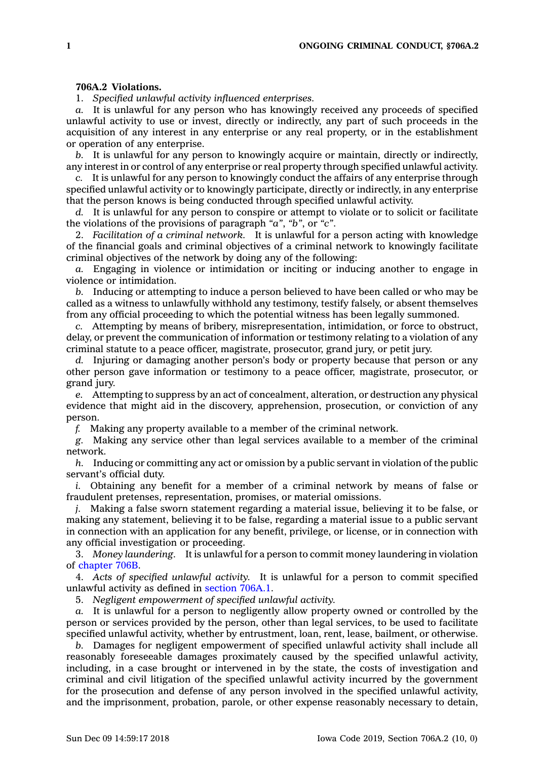**706A.2 Violations.**

1. *Specified unlawful activity influenced enterprises.*

*a.* It is unlawful for any person who has knowingly received any proceeds of specified unlawful activity to use or invest, directly or indirectly, any part of such proceeds in the acquisition of any interest in any enterprise or any real property, or in the establishment or operation of any enterprise.

*b.* It is unlawful for any person to knowingly acquire or maintain, directly or indirectly, any interest in or control of any enterprise or real property through specified unlawful activity.

*c.* It is unlawful for any person to knowingly conduct the affairs of any enterprise through specified unlawful activity or to knowingly participate, directly or indirectly, in any enterprise that the person knows is being conducted through specified unlawful activity.

*d.* It is unlawful for any person to conspire or attempt to violate or to solicit or facilitate the violations of the provisions of paragraph *"a"*, *"b"*, or *"c"*.

2. *Facilitation of a criminal network.* It is unlawful for a person acting with knowledge of the financial goals and criminal objectives of a criminal network to knowingly facilitate criminal objectives of the network by doing any of the following:

*a.* Engaging in violence or intimidation or inciting or inducing another to engage in violence or intimidation.

*b.* Inducing or attempting to induce a person believed to have been called or who may be called as a witness to unlawfully withhold any testimony, testify falsely, or absent themselves from any official proceeding to which the potential witness has been legally summoned.

*c.* Attempting by means of bribery, misrepresentation, intimidation, or force to obstruct, delay, or prevent the communication of information or testimony relating to a violation of any criminal statute to a peace officer, magistrate, prosecutor, grand jury, or petit jury.

*d.* Injuring or damaging another person's body or property because that person or any other person gave information or testimony to a peace officer, magistrate, prosecutor, or grand jury.

*e.* Attempting to suppress by an act of concealment, alteration, or destruction any physical evidence that might aid in the discovery, apprehension, prosecution, or conviction of any person.

*f.* Making any property available to a member of the criminal network.

*g.* Making any service other than legal services available to a member of the criminal network.

*h.* Inducing or committing any act or omission by a public servant in violation of the public servant's official duty.

*i.* Obtaining any benefit for a member of a criminal network by means of false or fraudulent pretenses, representation, promises, or material omissions.

*j.* Making a false sworn statement regarding a material issue, believing it to be false, or making any statement, believing it to be false, regarding a material issue to a public servant in connection with an application for any benefit, privilege, or license, or in connection with any official investigation or proceeding.

3. *Money laundering.* It is unlawful for a person to commit money laundering in violation of chapter 706B.

4. *Acts of specified unlawful activity.* It is unlawful for a person to commit specified unlawful activity as defined in section 706A.1.

5. *Negligent empowerment of specified unlawful activity.*

*a.* It is unlawful for a person to negligently allow property owned or controlled by the person or services provided by the person, other than legal services, to be used to facilitate specified unlawful activity, whether by entrustment, loan, rent, lease, bailment, or otherwise.

*b.* Damages for negligent empowerment of specified unlawful activity shall include all reasonably foreseeable damages proximately caused by the specified unlawful activity, including, in a case brought or intervened in by the state, the costs of investigation and criminal and civil litigation of the specified unlawful activity incurred by the government for the prosecution and defense of any person involved in the specified unlawful activity, and the imprisonment, probation, parole, or other expense reasonably necessary to detain,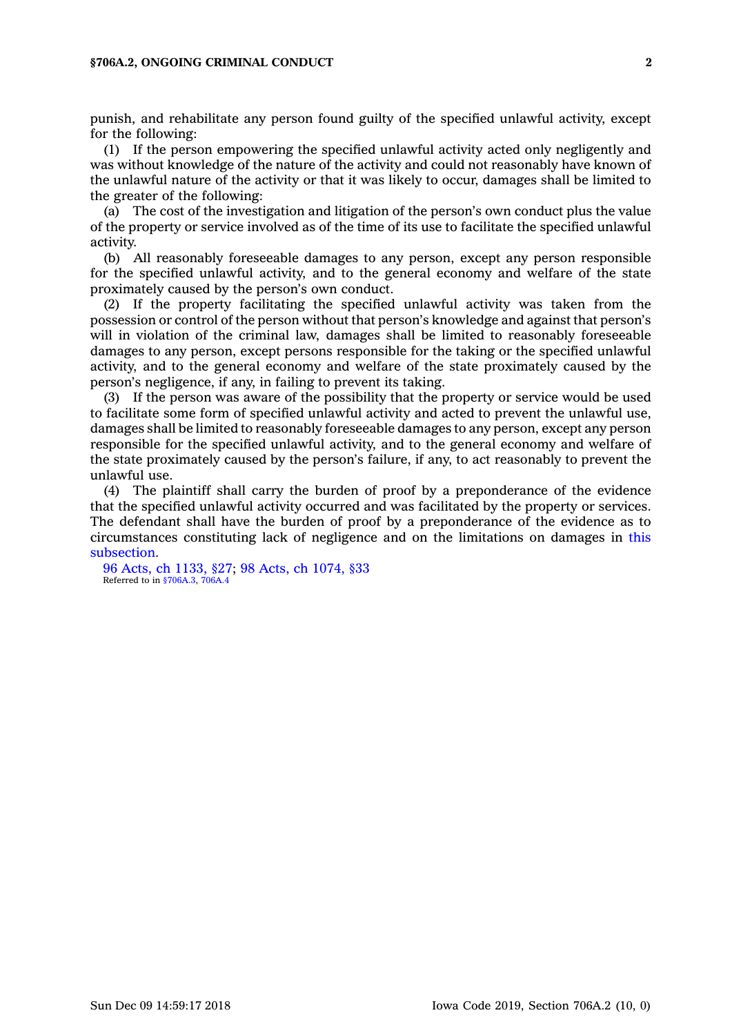punish, and rehabilitate any person found guilty of the specified unlawful activity, except for the following:

(1) If the person empowering the specified unlawful activity acted only negligently and was without knowledge of the nature of the activity and could not reasonably have known of the unlawful nature of the activity or that it was likely to occur, damages shall be limited to the greater of the following:

(a) The cost of the investigation and litigation of the person's own conduct plus the value of the property or service involved as of the time of its use to facilitate the specified unlawful activity.

(b) All reasonably foreseeable damages to any person, except any person responsible for the specified unlawful activity, and to the general economy and welfare of the state proximately caused by the person's own conduct.

(2) If the property facilitating the specified unlawful activity was taken from the possession or control of the person without that person's knowledge and against that person's will in violation of the criminal law, damages shall be limited to reasonably foreseeable damages to any person, except persons responsible for the taking or the specified unlawful activity, and to the general economy and welfare of the state proximately caused by the person's negligence, if any, in failing to prevent its taking.

(3) If the person was aware of the possibility that the property or service would be used to facilitate some form of specified unlawful activity and acted to prevent the unlawful use, damages shall be limited to reasonably foreseeable damages to any person, except any person responsible for the specified unlawful activity, and to the general economy and welfare of the state proximately caused by the person's failure, if any, to act reasonably to prevent the unlawful use.

(4) The plaintiff shall carry the burden of proof by a preponderance of the evidence that the specified unlawful activity occurred and was facilitated by the property or services. The defendant shall have the burden of proof by a preponderance of the evidence as to circumstances constituting lack of negligence and on the limitations on damages in this subsection.

96 Acts, ch 1133, §27; 98 Acts, ch 1074, §33

Referred to in §706A.3, 706A.4